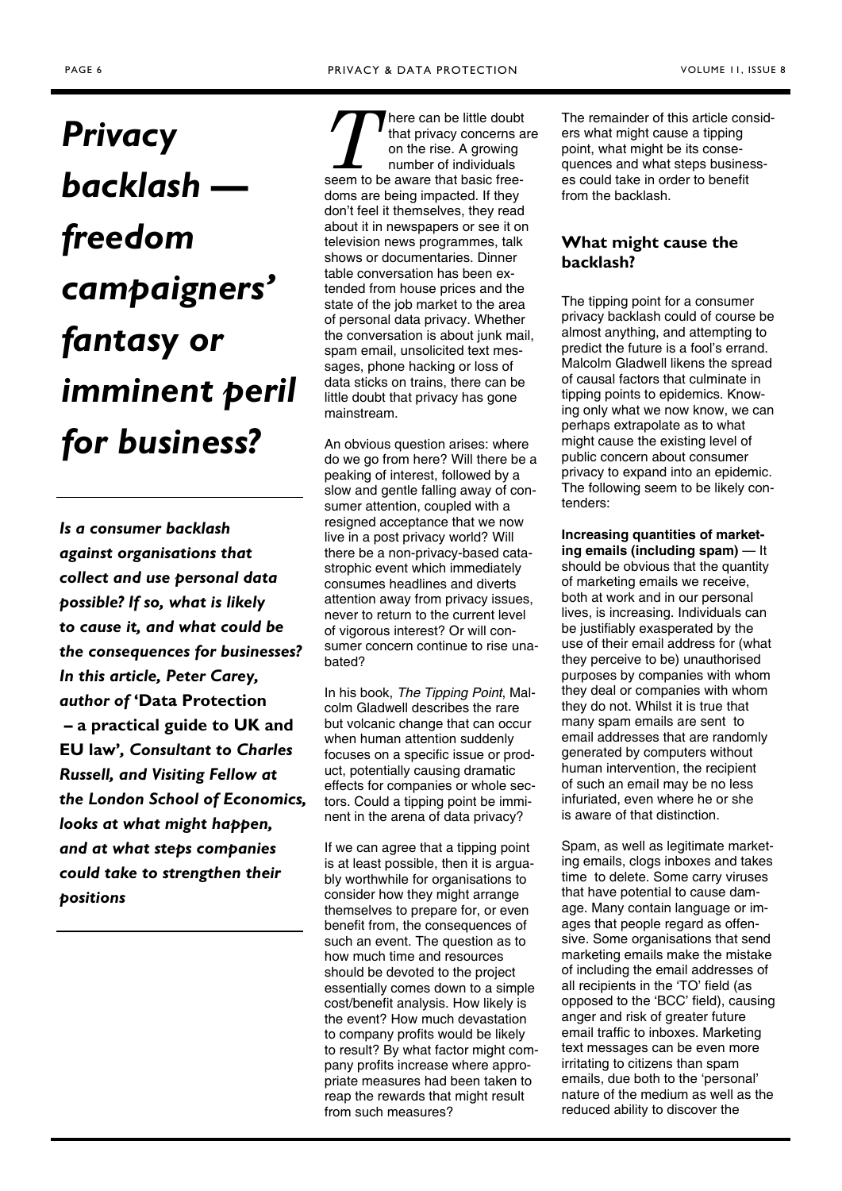# Privacy backlash — freedom campaigners' fantasy or imminent peril for business?

***Is a consumer backlash against organisations that collect and use personal data possible? If so, what is likely to cause it, and what could be the consequences for businesses? In this article, Peter Carey, author of* 'Data Protection – a practical guide to UK and EU law', *Consultant to Charles Russell, and Visiting Fellow at the London School of Economics, looks at what might happen, and at what steps companies could take to strengthen their positions***

There can be little doubt that privacy concerns are on the rise. A growing number of individuals seem to be aware that basic freedoms are being impacted. If they don't feel it themselves, they read about it in newspapers or see it on television news programmes, talk shows or documentaries. Dinner table conversation has been extended from house prices and the state of the job market to the area of personal data privacy. Whether the conversation is about junk mail, spam email, unsolicited text messages, phone hacking or loss of data sticks on trains, there can be little doubt that privacy has gone mainstream.

An obvious question arises: where do we go from here? Will there be a peaking of interest, followed by a slow and gentle falling away of consumer attention, coupled with a resigned acceptance that we now live in a post privacy world? Will there be a non-privacy-based catastrophic event which immediately consumes headlines and diverts attention away from privacy issues, never to return to the current level of vigorous interest? Or will consumer concern continue to rise unabated?

In his book, *The Tipping Point*, Malcolm Gladwell describes the rare but volcanic change that can occur when human attention suddenly focuses on a specific issue or product, potentially causing dramatic effects for companies or whole sectors. Could a tipping point be imminent in the arena of data privacy?

If we can agree that a tipping point is at least possible, then it is arguably worthwhile for organisations to consider how they might arrange themselves to prepare for, or even benefit from, the consequences of such an event. The question as to how much time and resources should be devoted to the project essentially comes down to a simple cost/benefit analysis. How likely is the event? How much devastation to company profits would be likely to result? By what factor might company profits increase where appropriate measures had been taken to reap the rewards that might result from such measures?

The remainder of this article considers what might cause a tipping point, what might be its consequences and what steps businesses could take in order to benefit from the backlash.

## What might cause the backlash?

The tipping point for a consumer privacy backlash could of course be almost anything, and attempting to predict the future is a fool's errand. Malcolm Gladwell likens the spread of causal factors that culminate in tipping points to epidemics. Knowing only what we now know, we can perhaps extrapolate as to what might cause the existing level of public concern about consumer privacy to expand into an epidemic. The following seem to be likely contenders:

**Increasing quantities of marketing emails (including spam)** — It should be obvious that the quantity of marketing emails we receive, both at work and in our personal lives, is increasing. Individuals can be justifiably exasperated by the use of their email address for (what they perceive to be) unauthorised purposes by companies with whom they deal or companies with whom they do not. Whilst it is true that many spam emails are sent to email addresses that are randomly generated by computers without human intervention, the recipient of such an email may be no less infuriated, even where he or she is aware of that distinction.

Spam, as well as legitimate marketing emails, clogs inboxes and takes time to delete. Some carry viruses that have potential to cause damage. Many contain language or images that people regard as offensive. Some organisations that send marketing emails make the mistake of including the email addresses of all recipients in the 'TO' field (as opposed to the 'BCC' field), causing anger and risk of greater future email traffic to inboxes. Marketing text messages can be even more irritating to citizens than spam emails, due both to the 'personal' nature of the medium as well as the reduced ability to discover the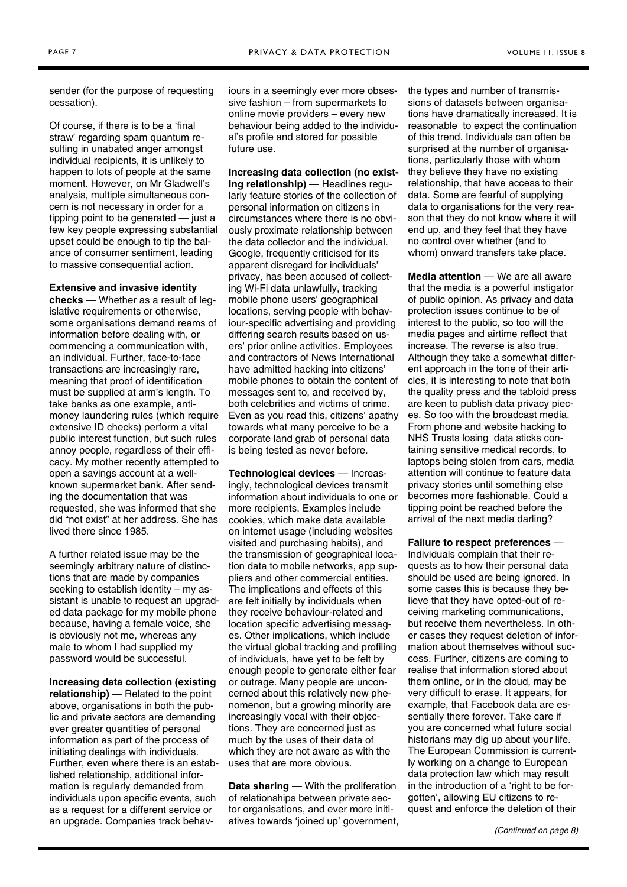sender (for the purpose of requesting cessation).

Of course, if there is to be a 'final straw' regarding spam quantum resulting in unabated anger amongst individual recipients, it is unlikely to happen to lots of people at the same moment. However, on Mr Gladwell's analysis, multiple simultaneous concern is not necessary in order for a tipping point to be generated — just a few key people expressing substantial upset could be enough to tip the balance of consumer sentiment, leading to massive consequential action.

**Extensive and invasive identity checks** — Whether as a result of legislative requirements or otherwise, some organisations demand reams of information before dealing with, or commencing a communication with, an individual. Further, face-to-face transactions are increasingly rare, meaning that proof of identification must be supplied at arm's length. To take banks as one example, anti-money laundering rules (which require extensive ID checks) perform a vital public interest function, but such rules annoy people, regardless of their efficacy. My mother recently attempted to open a savings account at a well-known supermarket bank. After sending the documentation that was requested, she was informed that she did "not exist" at her address. She has lived there since 1985.

A further related issue may be the seemingly arbitrary nature of distinctions that are made by companies seeking to establish identity – my assistant is unable to request an upgraded data package for my mobile phone because, having a female voice, she is obviously not me, whereas any male to whom I had supplied my password would be successful.

**Increasing data collection (existing relationship)** — Related to the point above, organisations in both the public and private sectors are demanding ever greater quantities of personal information as part of the process of initiating dealings with individuals. Further, even where there is an established relationship, additional information is regularly demanded from individuals upon specific events, such as a request for a different service or an upgrade. Companies track behaviours in a seemingly ever more obsessive fashion – from supermarkets to online movie providers – every new behaviour being added to the individual's profile and stored for possible future use.

**Increasing data collection (no existing relationship)** — Headlines regularly feature stories of the collection of personal information on citizens in circumstances where there is no obviously proximate relationship between the data collector and the individual. Google, frequently criticised for its apparent disregard for individuals' privacy, has been accused of collecting Wi-Fi data unlawfully, tracking mobile phone users' geographical locations, serving people with behaviour-specific advertising and providing differing search results based on users' prior online activities. Employees and contractors of News International have admitted hacking into citizens' mobile phones to obtain the content of messages sent to, and received by, both celebrities and victims of crime. Even as you read this, citizens' apathy towards what many perceive to be a corporate land grab of personal data is being tested as never before.

**Technological devices** — Increasingly, technological devices transmit information about individuals to one or more recipients. Examples include cookies, which make data available on internet usage (including websites visited and purchasing habits), and the transmission of geographical location data to mobile networks, app suppliers and other commercial entities. The implications and effects of this are felt initially by individuals when they receive behaviour-related and location specific advertising messages. Other implications, which include the virtual global tracking and profiling of individuals, have yet to be felt by enough people to generate either fear or outrage. Many people are unconcerned about this relatively new phenomenon, but a growing minority are increasingly vocal with their objections. They are concerned just as much by the uses of their data of which they are not aware as with the uses that are more obvious.

**Data sharing** — With the proliferation of relationships between private sector organisations, and ever more initiatives towards 'joined up' government, the types and number of transmissions of datasets between organisations have dramatically increased. It is reasonable to expect the continuation of this trend. Individuals can often be surprised at the number of organisations, particularly those with whom they believe they have no existing relationship, that have access to their data. Some are fearful of supplying data to organisations for the very reason that they do not know where it will end up, and they feel that they have no control over whether (and to whom) onward transfers take place.

**Media attention** — We are all aware that the media is a powerful instigator of public opinion. As privacy and data protection issues continue to be of interest to the public, so too will the media pages and airtime reflect that increase. The reverse is also true. Although they take a somewhat different approach in the tone of their articles, it is interesting to note that both the quality press and the tabloid press are keen to publish data privacy pieces. So too with the broadcast media. From phone and website hacking to NHS Trusts losing data sticks containing sensitive medical records, to laptops being stolen from cars, media attention will continue to feature data privacy stories until something else becomes more fashionable. Could a tipping point be reached before the arrival of the next media darling?

**Failure to respect preferences** — Individuals complain that their requests as to how their personal data should be used are being ignored. In some cases this is because they believe that they have opted-out of receiving marketing communications, but receive them nevertheless. In other cases they request deletion of information about themselves without success. Further, citizens are coming to realise that information stored about them online, or in the cloud, may be very difficult to erase. It appears, for example, that Facebook data are essentially there forever. Take care if you are concerned what future social historians may dig up about your life. The European Commission is currently working on a change to European data protection law which may result in the introduction of a 'right to be forgotten', allowing EU citizens to request and enforce the deletion of their

*(Continued on page 8)*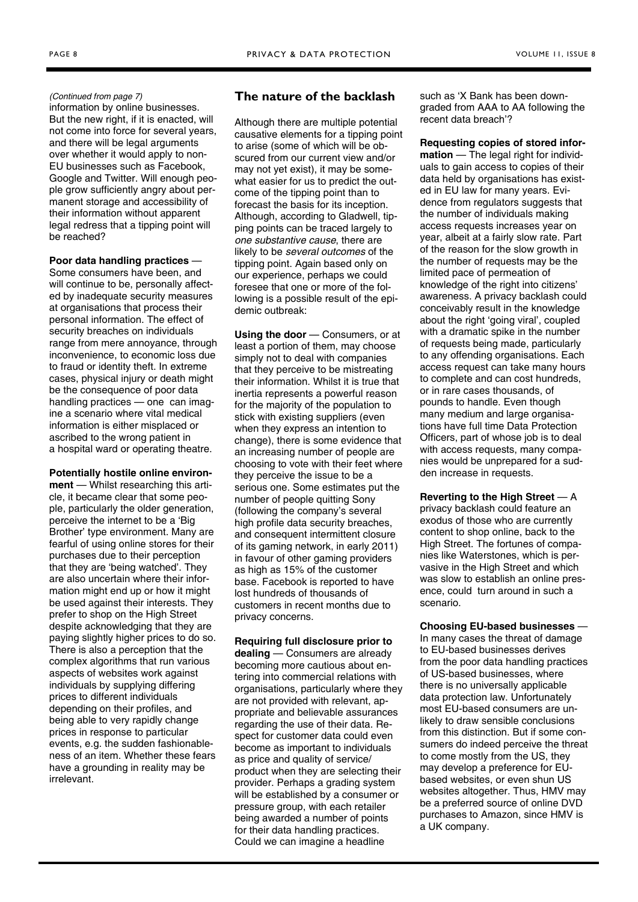*(Continued from page 7)*

information by online businesses. But the new right, if it is enacted, will not come into force for several years, and there will be legal arguments over whether it would apply to non-EU businesses such as Facebook, Google and Twitter. Will enough people grow sufficiently angry about permanent storage and accessibility of their information without apparent legal redress that a tipping point will be reached?

**Poor data handling practices** — Some consumers have been, and will continue to be, personally affected by inadequate security measures at organisations that process their personal information. The effect of security breaches on individuals range from mere annoyance, through inconvenience, to economic loss due to fraud or identity theft. In extreme cases, physical injury or death might be the consequence of poor data handling practices — one can imagine a scenario where vital medical information is either misplaced or ascribed to the wrong patient in a hospital ward or operating theatre.

**Potentially hostile online environment** — Whilst researching this article, it became clear that some people, particularly the older generation, perceive the internet to be a 'Big Brother' type environment. Many are fearful of using online stores for their purchases due to their perception that they are 'being watched'. They are also uncertain where their information might end up or how it might be used against their interests. They prefer to shop on the High Street despite acknowledging that they are paying slightly higher prices to do so. There is also a perception that the complex algorithms that run various aspects of websites work against individuals by supplying differing prices to different individuals depending on their profiles, and being able to very rapidly change prices in response to particular events, e.g. the sudden fashionableness of an item. Whether these fears have a grounding in reality may be irrelevant.

## The nature of the backlash

Although there are multiple potential causative elements for a tipping point to arise (some of which will be obscured from our current view and/or may not yet exist), it may be somewhat easier for us to predict the outcome of the tipping point than to forecast the basis for its inception. Although, according to Gladwell, tipping points can be traced largely to *one substantive cause*, there are likely to be *several outcomes* of the tipping point. Again based only on our experience, perhaps we could foresee that one or more of the following is a possible result of the epidemic outbreak:

**Using the door** — Consumers, or at least a portion of them, may choose simply not to deal with companies that they perceive to be mistreating their information. Whilst it is true that inertia represents a powerful reason for the majority of the population to stick with existing suppliers (even when they express an intention to change), there is some evidence that an increasing number of people are choosing to vote with their feet where they perceive the issue to be a serious one. Some estimates put the number of people quitting Sony (following the company's several high profile data security breaches, and consequent intermittent closure of its gaming network, in early 2011) in favour of other gaming providers as high as 15% of the customer base. Facebook is reported to have lost hundreds of thousands of customers in recent months due to privacy concerns.

**Requiring full disclosure prior to dealing** — Consumers are already becoming more cautious about entering into commercial relations with organisations, particularly where they are not provided with relevant, appropriate and believable assurances regarding the use of their data. Respect for customer data could even become as important to individuals as price and quality of service/product when they are selecting their provider. Perhaps a grading system will be established by a consumer or pressure group, with each retailer being awarded a number of points for their data handling practices. Could we can imagine a headline such as 'X Bank has been downgraded from AAA to AA following the recent data breach'?

**Requesting copies of stored information** — The legal right for individuals to gain access to copies of their data held by organisations has existed in EU law for many years. Evidence from regulators suggests that the number of individuals making access requests increases year on year, albeit at a fairly slow rate. Part of the reason for the slow growth in the number of requests may be the limited pace of permeation of knowledge of the right into citizens' awareness. A privacy backlash could conceivably result in the knowledge about the right 'going viral', coupled with a dramatic spike in the number of requests being made, particularly to any offending organisations. Each access request can take many hours to complete and can cost hundreds, or in rare cases thousands, of pounds to handle. Even though many medium and large organisations have full time Data Protection Officers, part of whose job is to deal with access requests, many companies would be unprepared for a sudden increase in requests.

**Reverting to the High Street** — A privacy backlash could feature an exodus of those who are currently content to shop online, back to the High Street. The fortunes of companies like Waterstones, which is pervasive in the High Street and which was slow to establish an online presence, could turn around in such a scenario.

**Choosing EU-based businesses** — In many cases the threat of damage to EU-based businesses derives from the poor data handling practices of US-based businesses, where there is no universally applicable data protection law. Unfortunately most EU-based consumers are unlikely to draw sensible conclusions from this distinction. But if some consumers do indeed perceive the threat to come mostly from the US, they may develop a preference for EU-based websites, or even shun US websites altogether. Thus, HMV may be a preferred source of online DVD purchases to Amazon, since HMV is a UK company.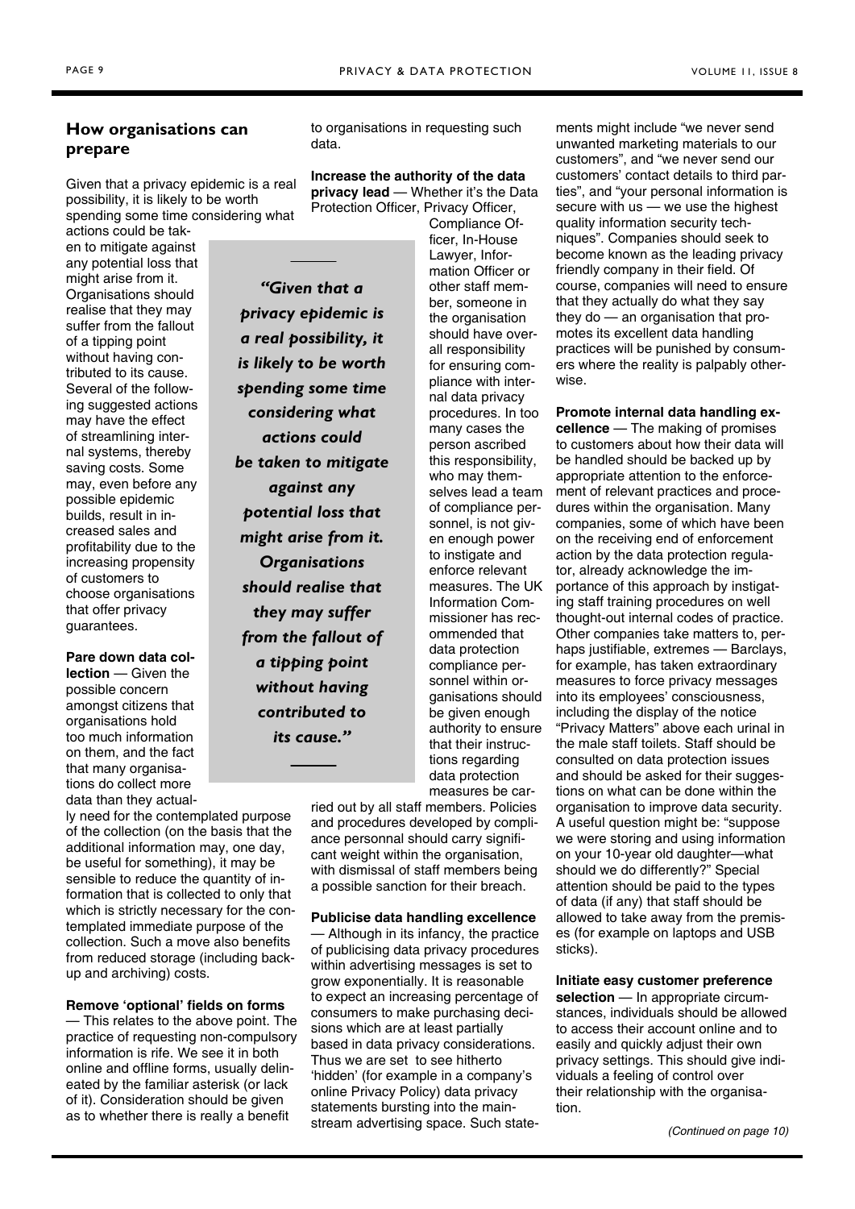## How organisations can prepare

Given that a privacy epidemic is a real possibility, it is likely to be worth spending some time considering what actions could be taken to mitigate against any potential loss that might arise from it. Organisations should realise that they may suffer from the fallout of a tipping point without having contributed to its cause. Several of the following suggested actions may have the effect of streamlining internal systems, thereby saving costs. Some may, even before any possible epidemic builds, result in increased sales and profitability due to the increasing propensity of customers to choose organisations that offer privacy guarantees.

> *"Given that a privacy epidemic is a real possibility, it is likely to be worth spending some time considering what actions could be taken to mitigate against any potential loss that might arise from it. Organisations should realise that they may suffer from the fallout of a tipping point without having contributed to its cause."*

**Pare down data collection** — Given the possible concern amongst citizens that organisations hold too much information on them, and the fact that many organisations do collect more data than they actually need for the contemplated purpose of the collection (on the basis that the additional information may, one day, be useful for something), it may be sensible to reduce the quantity of information that is collected to only that which is strictly necessary for the contemplated immediate purpose of the collection. Such a move also benefits from reduced storage (including backup and archiving) costs.

**Remove 'optional' fields on forms** — This relates to the above point. The practice of requesting non-compulsory information is rife. We see it in both online and offline forms, usually delineated by the familiar asterisk (or lack of it). Consideration should be given as to whether there is really a benefit to organisations in requesting such data.

**Increase the authority of the data privacy lead** — Whether it's the Data Protection Officer, Privacy Officer, Compliance Officer, In-House Lawyer, Information Officer or other staff member, someone in the organisation should have overall responsibility for ensuring compliance with internal data privacy procedures. In too many cases the person ascribed this responsibility, who may themselves lead a team of compliance personnel, is not given enough power to instigate and enforce relevant measures. The UK Information Commissioner has recommended that data protection compliance personnel within organisations should be given enough authority to ensure that their instructions regarding data protection measures be carried out by all staff members. Policies and procedures developed by compliance personnal should carry significant weight within the organisation, with dismissal of staff members being a possible sanction for their breach.

**Publicise data handling excellence** — Although in its infancy, the practice of publicising data privacy procedures within advertising messages is set to grow exponentially. It is reasonable to expect an increasing percentage of consumers to make purchasing decisions which are at least partially based in data privacy considerations. Thus we are set to see hitherto 'hidden' (for example in a company's online Privacy Policy) data privacy statements bursting into the mainstream advertising space. Such statements might include "we never send unwanted marketing materials to our customers", and "we never send our customers' contact details to third parties", and "your personal information is secure with us — we use the highest quality information security techniques". Companies should seek to become known as the leading privacy friendly company in their field. Of course, companies will need to ensure that they actually do what they say they do — an organisation that promotes its excellent data handling practices will be punished by consumers where the reality is palpably otherwise.

**Promote internal data handling excellence** — The making of promises to customers about how their data will be handled should be backed up by appropriate attention to the enforcement of relevant practices and procedures within the organisation. Many companies, some of which have been on the receiving end of enforcement action by the data protection regulator, already acknowledge the importance of this approach by instigating staff training procedures on well thought-out internal codes of practice. Other companies take matters to, perhaps justifiable, extremes — Barclays, for example, has taken extraordinary measures to force privacy messages into its employees' consciousness, including the display of the notice "Privacy Matters" above each urinal in the male staff toilets. Staff should be consulted on data protection issues and should be asked for their suggestions on what can be done within the organisation to improve data security. A useful question might be: "suppose we were storing and using information on your 10-year old daughter—what should we do differently?" Special attention should be paid to the types of data (if any) that staff should be allowed to take away from the premises (for example on laptops and USB sticks).

**Initiate easy customer preference selection** — In appropriate circumstances, individuals should be allowed to access their account online and to easily and quickly adjust their own privacy settings. This should give individuals a feeling of control over their relationship with the organisation.

*(Continued on page 10)*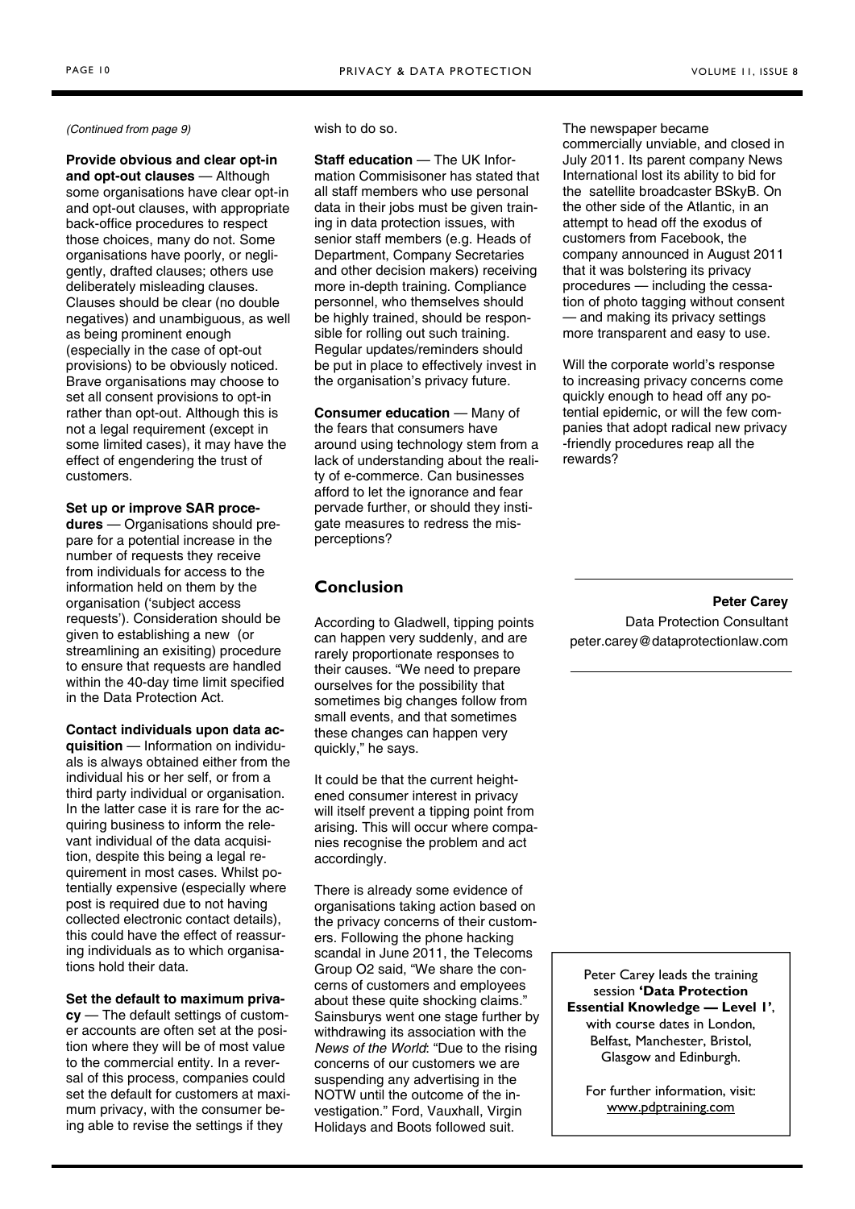*(Continued from page 9)*

**Provide obvious and clear opt-in and opt-out clauses** — Although some organisations have clear opt-in and opt-out clauses, with appropriate back-office procedures to respect those choices, many do not. Some organisations have poorly, or negligently, drafted clauses; others use deliberately misleading clauses. Clauses should be clear (no double negatives) and unambiguous, as well as being prominent enough (especially in the case of opt-out provisions) to be obviously noticed. Brave organisations may choose to set all consent provisions to opt-in rather than opt-out. Although this is not a legal requirement (except in some limited cases), it may have the effect of engendering the trust of customers.

**Set up or improve SAR procedures** — Organisations should prepare for a potential increase in the number of requests they receive from individuals for access to the information held on them by the organisation ('subject access requests'). Consideration should be given to establishing a new (or streamlining an exisiting) procedure to ensure that requests are handled within the 40-day time limit specified in the Data Protection Act.

**Contact individuals upon data acquisition** — Information on individuals is always obtained either from the individual his or her self, or from a third party individual or organisation. In the latter case it is rare for the acquiring business to inform the relevant individual of the data acquisition, despite this being a legal requirement in most cases. Whilst potentially expensive (especially where post is required due to not having collected electronic contact details), this could have the effect of reassuring individuals as to which organisations hold their data.

**Set the default to maximum privacy** — The default settings of customer accounts are often set at the position where they will be of most value to the commercial entity. In a reversal of this process, companies could set the default for customers at maximum privacy, with the consumer being able to revise the settings if they wish to do so.

**Staff education** — The UK Information Commisisoner has stated that all staff members who use personal data in their jobs must be given training in data protection issues, with senior staff members (e.g. Heads of Department, Company Secretaries and other decision makers) receiving more in-depth training. Compliance personnel, who themselves should be highly trained, should be responsible for rolling out such training. Regular updates/reminders should be put in place to effectively invest in the organisation's privacy future.

**Consumer education** — Many of the fears that consumers have around using technology stem from a lack of understanding about the reality of e-commerce. Can businesses afford to let the ignorance and fear pervade further, or should they instigate measures to redress the misperceptions?

## Conclusion

According to Gladwell, tipping points can happen very suddenly, and are rarely proportionate responses to their causes. "We need to prepare ourselves for the possibility that sometimes big changes follow from small events, and that sometimes these changes can happen very quickly," he says.

It could be that the current heightened consumer interest in privacy will itself prevent a tipping point from arising. This will occur where companies recognise the problem and act accordingly.

There is already some evidence of organisations taking action based on the privacy concerns of their customers. Following the phone hacking scandal in June 2011, the Telecoms Group O2 said, "We share the concerns of customers and employees about these quite shocking claims." Sainsburys went one stage further by withdrawing its association with the *News of the World*: "Due to the rising concerns of our customers we are suspending any advertising in the NOTW until the outcome of the investigation." Ford, Vauxhall, Virgin Holidays and Boots followed suit.

The newspaper became commercially unviable, and closed in July 2011. Its parent company News International lost its ability to bid for the satellite broadcaster BSkyB. On the other side of the Atlantic, in an attempt to head off the exodus of customers from Facebook, the company announced in August 2011 that it was bolstering its privacy procedures — including the cessation of photo tagging without consent — and making its privacy settings more transparent and easy to use.

Will the corporate world's response to increasing privacy concerns come quickly enough to head off any potential epidemic, or will the few companies that adopt radical new privacy-friendly procedures reap all the rewards?

**Peter Carey**
Data Protection Consultant
peter.carey@dataprotectionlaw.com

Peter Carey leads the training session **'Data Protection Essential Knowledge — Level 1'**, with course dates in London, Belfast, Manchester, Bristol, Glasgow and Edinburgh.

For further information, visit: www.pdptraining.com